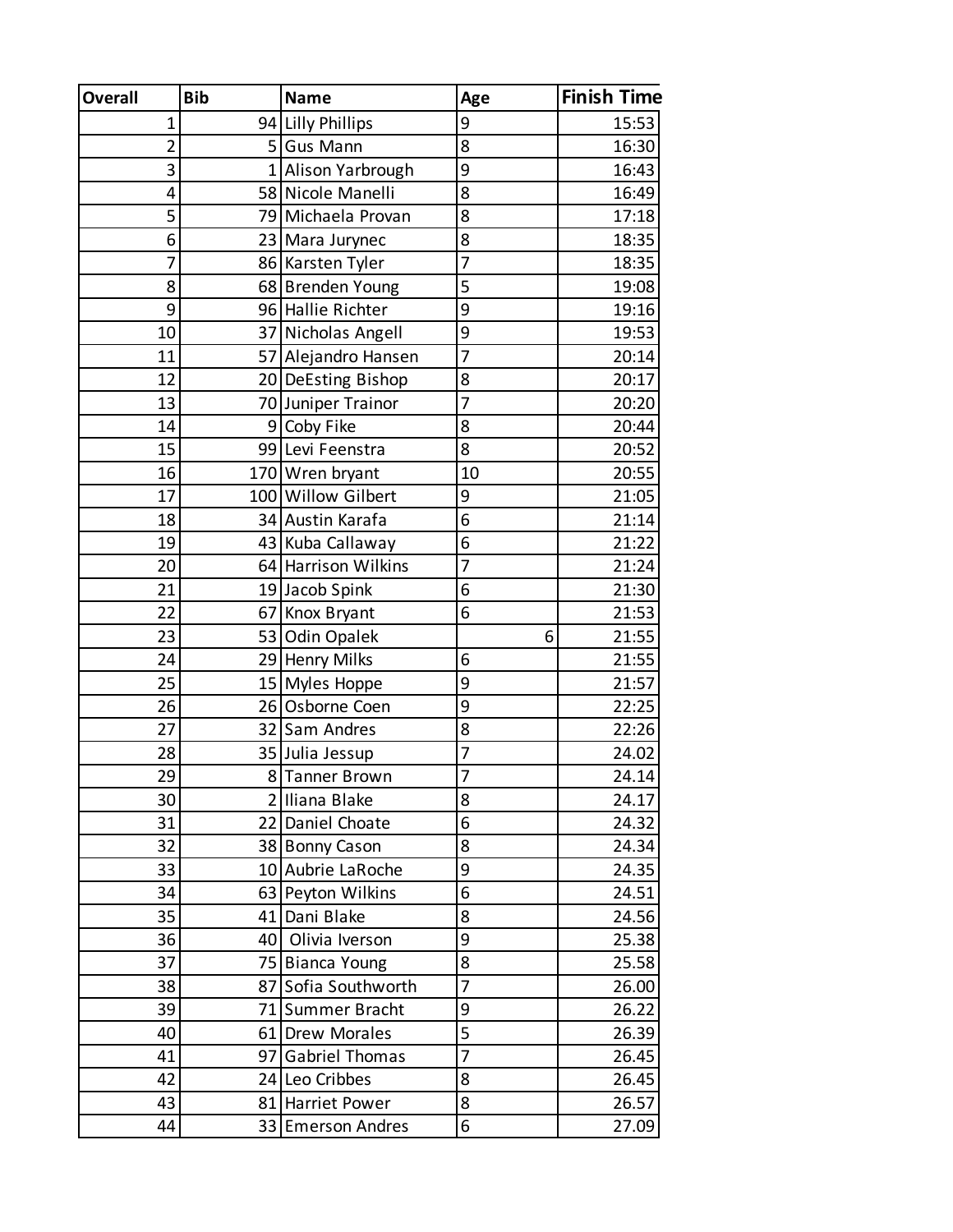| Overall | Bib | Name | Age | Finish Time |
|---|---|---|---|---|
| 1 | 94 | Lilly Phillips | 9 | 15:53 |
| 2 | 5 | Gus Mann | 8 | 16:30 |
| 3 | 1 | Alison Yarbrough | 9 | 16:43 |
| 4 | 58 | Nicole Manelli | 8 | 16:49 |
| 5 | 79 | Michaela Provan | 8 | 17:18 |
| 6 | 23 | Mara Jurynec | 8 | 18:35 |
| 7 | 86 | Karsten Tyler | 7 | 18:35 |
| 8 | 68 | Brenden Young | 5 | 19:08 |
| 9 | 96 | Hallie Richter | 9 | 19:16 |
| 10 | 37 | Nicholas Angell | 9 | 19:53 |
| 11 | 57 | Alejandro Hansen | 7 | 20:14 |
| 12 | 20 | DeEsting Bishop | 8 | 20:17 |
| 13 | 70 | Juniper Trainor | 7 | 20:20 |
| 14 | 9 | Coby Fike | 8 | 20:44 |
| 15 | 99 | Levi Feenstra | 8 | 20:52 |
| 16 | 170 | Wren bryant | 10 | 20:55 |
| 17 | 100 | Willow Gilbert | 9 | 21:05 |
| 18 | 34 | Austin Karafa | 6 | 21:14 |
| 19 | 43 | Kuba Callaway | 6 | 21:22 |
| 20 | 64 | Harrison Wilkins | 7 | 21:24 |
| 21 | 19 | Jacob Spink | 6 | 21:30 |
| 22 | 67 | Knox Bryant | 6 | 21:53 |
| 23 | 53 | Odin Opalek | 6 | 21:55 |
| 24 | 29 | Henry Milks | 6 | 21:55 |
| 25 | 15 | Myles Hoppe | 9 | 21:57 |
| 26 | 26 | Osborne Coen | 9 | 22:25 |
| 27 | 32 | Sam Andres | 8 | 22:26 |
| 28 | 35 | Julia Jessup | 7 | 24.02 |
| 29 | 8 | Tanner Brown | 7 | 24.14 |
| 30 | 2 | Iliana Blake | 8 | 24.17 |
| 31 | 22 | Daniel Choate | 6 | 24.32 |
| 32 | 38 | Bonny Cason | 8 | 24.34 |
| 33 | 10 | Aubrie LaRoche | 9 | 24.35 |
| 34 | 63 | Peyton Wilkins | 6 | 24.51 |
| 35 | 41 | Dani Blake | 8 | 24.56 |
| 36 | 40 | Olivia Iverson | 9 | 25.38 |
| 37 | 75 | Bianca Young | 8 | 25.58 |
| 38 | 87 | Sofia Southworth | 7 | 26.00 |
| 39 | 71 | Summer Bracht | 9 | 26.22 |
| 40 | 61 | Drew Morales | 5 | 26.39 |
| 41 | 97 | Gabriel Thomas | 7 | 26.45 |
| 42 | 24 | Leo Cribbes | 8 | 26.45 |
| 43 | 81 | Harriet Power | 8 | 26.57 |
| 44 | 33 | Emerson Andres | 6 | 27.09 |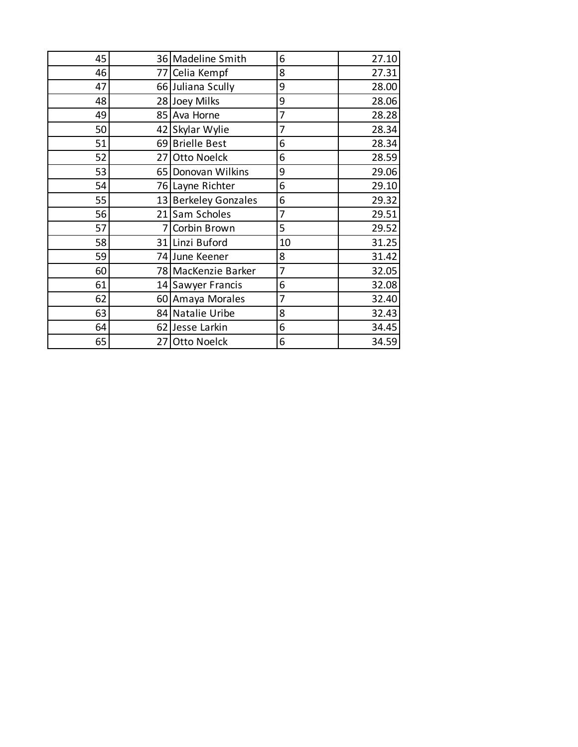| | | | | |
|---|---|---|---|---|
| 45 | 36 | Madeline Smith | 6 | 27.10 |
| 46 | 77 | Celia Kempf | 8 | 27.31 |
| 47 | 66 | Juliana Scully | 9 | 28.00 |
| 48 | 28 | Joey Milks | 9 | 28.06 |
| 49 | 85 | Ava Horne | 7 | 28.28 |
| 50 | 42 | Skylar Wylie | 7 | 28.34 |
| 51 | 69 | Brielle Best | 6 | 28.34 |
| 52 | 27 | Otto Noelck | 6 | 28.59 |
| 53 | 65 | Donovan Wilkins | 9 | 29.06 |
| 54 | 76 | Layne Richter | 6 | 29.10 |
| 55 | 13 | Berkeley Gonzales | 6 | 29.32 |
| 56 | 21 | Sam Scholes | 7 | 29.51 |
| 57 | 7 | Corbin Brown | 5 | 29.52 |
| 58 | 31 | Linzi Buford | 10 | 31.25 |
| 59 | 74 | June Keener | 8 | 31.42 |
| 60 | 78 | MacKenzie Barker | 7 | 32.05 |
| 61 | 14 | Sawyer Francis | 6 | 32.08 |
| 62 | 60 | Amaya Morales | 7 | 32.40 |
| 63 | 84 | Natalie Uribe | 8 | 32.43 |
| 64 | 62 | Jesse Larkin | 6 | 34.45 |
| 65 | 27 | Otto Noelck | 6 | 34.59 |